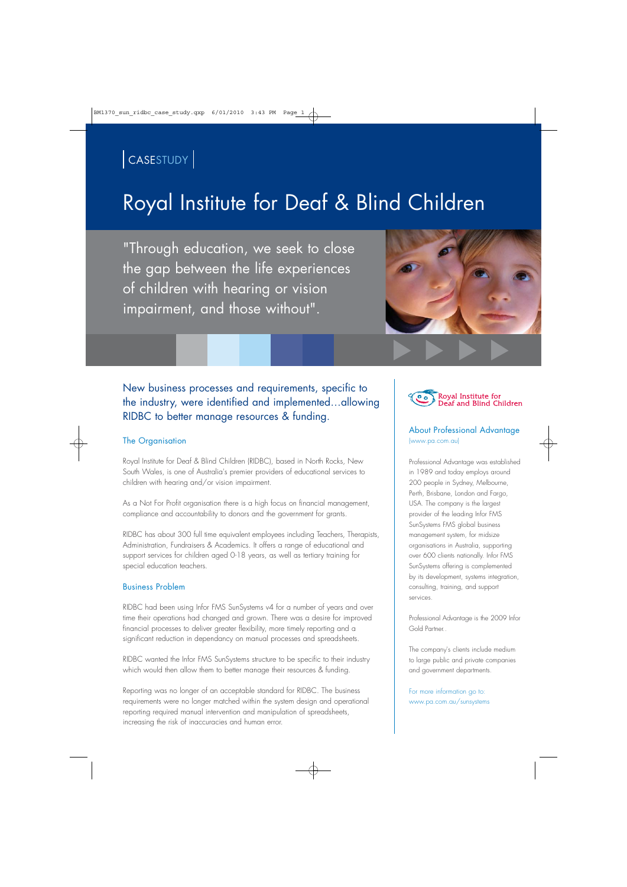CASESTUDY

# Royal Institute for Deaf & Blind Children

"Through education, we seek to close the gap between the life experiences of children with hearing or vision impairment, and those without".

## New business processes and requirements, specific to the industry, were identified and implemented…allowing RIDBC to better manage resources & funding.

### The Organisation

Royal Institute for Deaf & Blind Children (RIDBC), based in North Rocks, New South Wales, is one of Australia's premier providers of educational services to children with hearing and/or vision impairment.

As a Not For Profit organisation there is a high focus on financial management, compliance and accountability to donors and the government for grants.

RIDBC has about 300 full time equivalent employees including Teachers, Therapists, Administration, Fundraisers & Academics. It offers a range of educational and support services for children aged 0-18 years, as well as tertiary training for special education teachers.

### Business Problem

RIDBC had been using Infor FMS SunSystems v4 for a number of years and over time their operations had changed and grown. There was a desire for improved financial processes to deliver greater flexibility, more timely reporting and a significant reduction in dependancy on manual processes and spreadsheets.

RIDBC wanted the Infor FMS SunSystems structure to be specific to their industry which would then allow them to better manage their resources & funding.

Reporting was no longer of an acceptable standard for RIDBC. The business requirements were no longer matched within the system design and operational reporting required manual intervention and manipulation of spreadsheets, increasing the risk of inaccuracies and human error.

Royal Institute for Deaf and Blind Children

### About Professional Advantage

(www.pa.com.au)

Professional Advantage was established in 1989 and today employs around 200 people in Sydney, Melbourne, Perth, Brisbane, London and Fargo, USA. The company is the largest provider of the leading Infor FMS SunSystems FMS global business management system, for midsize organisations in Australia, supporting over 600 clients nationally. Infor FMS SunSystems offering is complemented by its development, systems integration, consulting, training, and support services.

Professional Advantage is the 2009 Infor Gold Partner.

The company's clients include medium to large public and private companies and government departments.

For more information go to: www.pa.com.au/sunsystems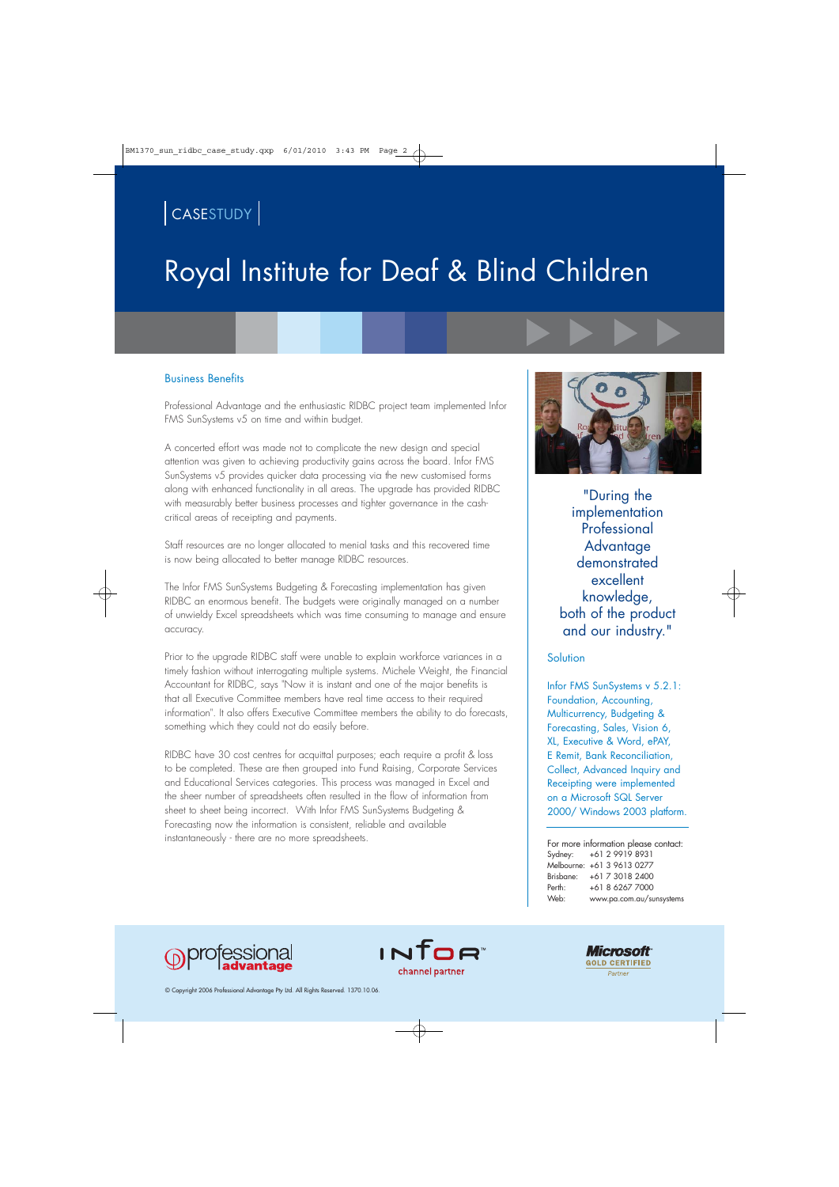CASESTUDY

# Royal Institute for Deaf & Blind Children

## Business Benefits

Professional Advantage and the enthusiastic RIDBC project team implemented Infor FMS SunSystems v5 on time and within budget.

A concerted effort was made not to complicate the new design and special attention was given to achieving productivity gains across the board. Infor FMS SunSystems v5 provides quicker data processing via the new customised forms along with enhanced functionality in all areas. The upgrade has provided RIDBC with measurably better business processes and tighter governance in the cash-critical areas of receipting and payments.

Staff resources are no longer allocated to menial tasks and this recovered time is now being allocated to better manage RIDBC resources.

The Infor FMS SunSystems Budgeting & Forecasting implementation has given RIDBC an enormous benefit. The budgets were originally managed on a number of unwieldy Excel spreadsheets which was time consuming to manage and ensure accuracy.

Prior to the upgrade RIDBC staff were unable to explain workforce variances in a timely fashion without interrogating multiple systems. Michele Weight, the Financial Accountant for RIDBC, says "Now it is instant and one of the major benefits is that all Executive Committee members have real time access to their required information". It also offers Executive Committee members the ability to do forecasts, something which they could not do easily before.

RIDBC have 30 cost centres for acquittal purposes; each require a profit & loss to be completed. These are then grouped into Fund Raising, Corporate Services and Educational Services categories. This process was managed in Excel and the sheer number of spreadsheets often resulted in the flow of information from sheet to sheet being incorrect. With Infor FMS SunSystems Budgeting & Forecasting now the information is consistent, reliable and available instantaneously - there are no more spreadsheets.

"During the implementation Professional Advantage demonstrated excellent knowledge, both of the product and our industry."

## Solution

Infor FMS SunSystems v 5.2.1: Foundation, Accounting, Multicurrency, Budgeting & Forecasting, Sales, Vision 6, XL, Executive & Word, ePAY, E Remit, Bank Reconciliation, Collect, Advanced Inquiry and Receipting were implemented on a Microsoft SQL Server 2000/ Windows 2003 platform.

For more information please contact:

| | |
|---|---|
| Sydney: | +61 2 9919 8931 |
| Melbourne: | +61 3 9613 0277 |
| Brisbane: | +61 7 3018 2400 |
| Perth: | +61 8 6267 7000 |
| Web: | www.pa.com.au/sunsystems |

professional advantage

INFOR channel partner

Microsoft GOLD CERTIFIED Partner

© Copyright 2006 Professional Advantage Pty Ltd. All Rights Reserved. 1370.10.06.